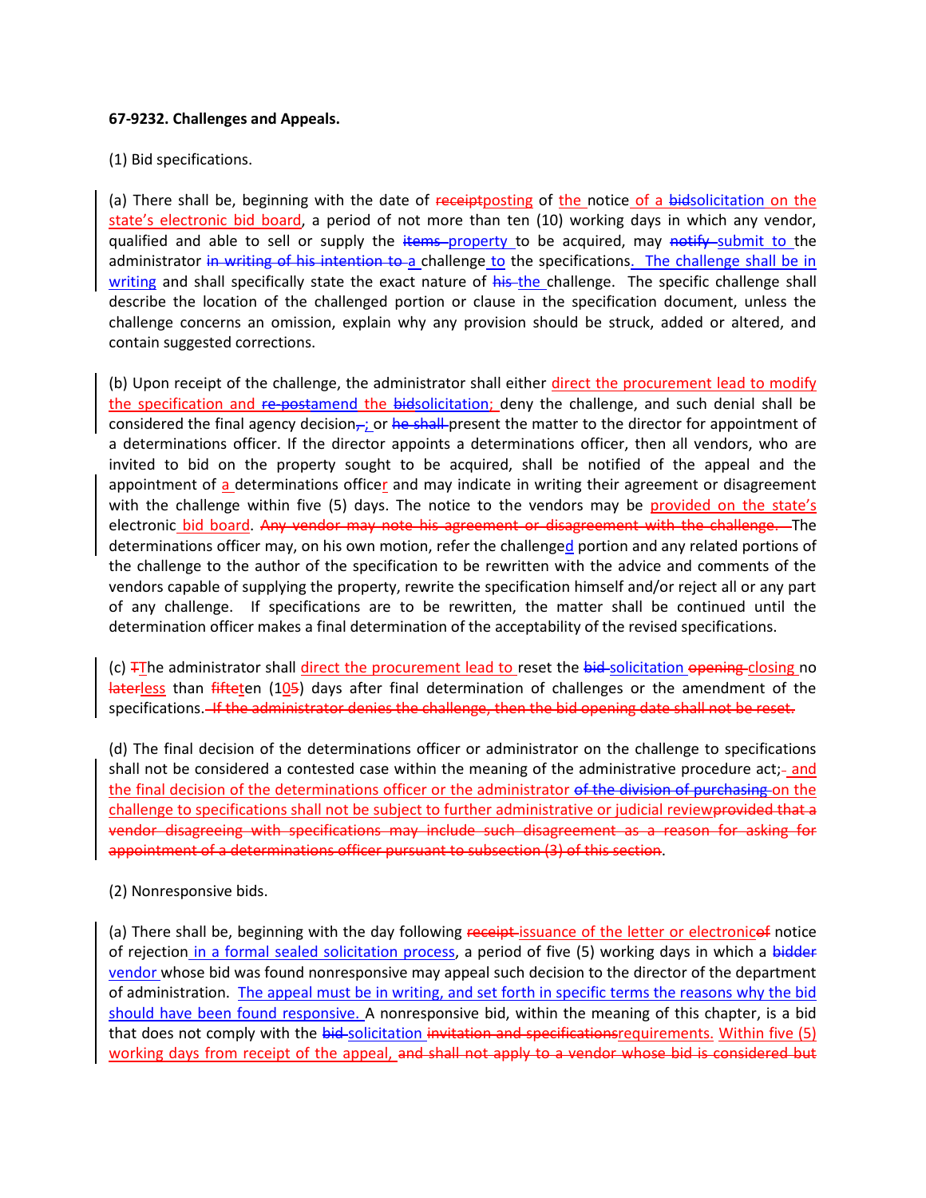**67-9232. Challenges and Appeals.**

(1) Bid specifications.

(a) There shall be, beginning with the date of ~~receipt~~posting of the notice of a ~~bid~~solicitation on the state's electronic bid board, a period of not more than ten (10) working days in which any vendor, qualified and able to sell or supply the ~~items~~ property to be acquired, may ~~notify~~ submit to the administrator ~~in writing of his intention to~~ a challenge to the specifications. The challenge shall be in writing and shall specifically state the exact nature of ~~his~~ the challenge. The specific challenge shall describe the location of the challenged portion or clause in the specification document, unless the challenge concerns an omission, explain why any provision should be struck, added or altered, and contain suggested corrections.

(b) Upon receipt of the challenge, the administrator shall either direct the procurement lead to modify the specification and ~~re-post~~amend the ~~bid~~solicitation; deny the challenge, and such denial shall be considered the final agency decision~~,~~; or ~~he shall~~ present the matter to the director for appointment of a determinations officer. If the director appoints a determinations officer, then all vendors, who are invited to bid on the property sought to be acquired, shall be notified of the appeal and the appointment of a determinations officer and may indicate in writing their agreement or disagreement with the challenge within five (5) days. The notice to the vendors may be provided on the state's electronic bid board. ~~Any vendor may note his agreement or disagreement with the challenge.~~ The determinations officer may, on his own motion, refer the challenged portion and any related portions of the challenge to the author of the specification to be rewritten with the advice and comments of the vendors capable of supplying the property, rewrite the specification himself and/or reject all or any part of any challenge. If specifications are to be rewritten, the matter shall be continued until the determination officer makes a final determination of the acceptability of the revised specifications.

(c) ~~T~~The administrator shall direct the procurement lead to reset the ~~bid~~ solicitation ~~opening~~ closing no ~~later~~less than ~~fifte~~ten (10~~5~~) days after final determination of challenges or the amendment of the specifications. ~~If the administrator denies the challenge, then the bid opening date shall not be reset.~~

(d) The final decision of the determinations officer or administrator on the challenge to specifications shall not be considered a contested case within the meaning of the administrative procedure act;~~.~~ and the final decision of the determinations officer or the administrator ~~of the division of purchasing~~ on the challenge to specifications shall not be subject to further administrative or judicial review~~provided that a vendor disagreeing with specifications may include such disagreement as a reason for asking for appointment of a determinations officer pursuant to subsection (3) of this section~~.

(2) Nonresponsive bids.

(a) There shall be, beginning with the day following ~~receipt~~ issuance of the letter or electronic~~of~~ notice of rejection in a formal sealed solicitation process, a period of five (5) working days in which a ~~bidder~~ vendor whose bid was found nonresponsive may appeal such decision to the director of the department of administration. The appeal must be in writing, and set forth in specific terms the reasons why the bid should have been found responsive. A nonresponsive bid, within the meaning of this chapter, is a bid that does not comply with the ~~bid~~ solicitation ~~invitation and specifications~~requirements. Within five (5) working days from receipt of the appeal, ~~and shall not apply to a vendor whose bid is considered but~~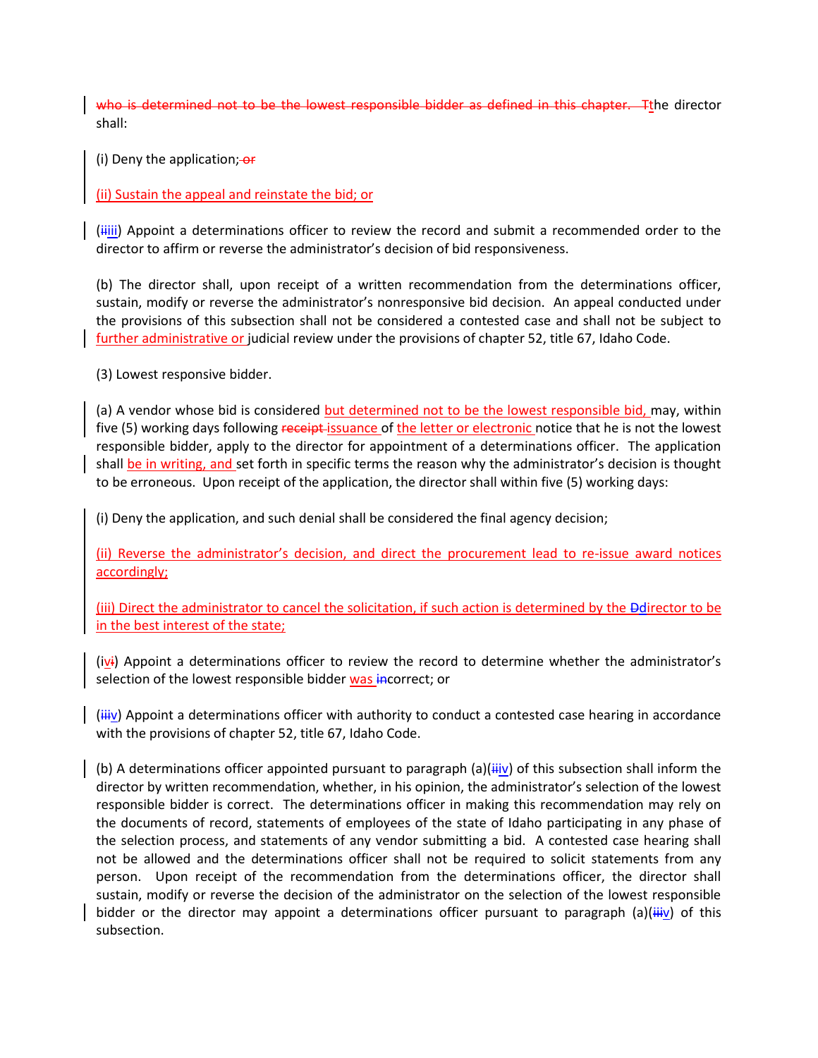~~who is determined not to be the lowest responsible bidder as defined in this chapter.  T~~the director shall:

(i) Deny the application;~~ or~~

(ii) Sustain the appeal and reinstate the bid; or

(~~ii~~iii) Appoint a determinations officer to review the record and submit a recommended order to the director to affirm or reverse the administrator's decision of bid responsiveness.

(b) The director shall, upon receipt of a written recommendation from the determinations officer, sustain, modify or reverse the administrator's nonresponsive bid decision. An appeal conducted under the provisions of this subsection shall not be considered a contested case and shall not be subject to further administrative or judicial review under the provisions of chapter 52, title 67, Idaho Code.

(3) Lowest responsive bidder.

(a) A vendor whose bid is considered but determined not to be the lowest responsible bid, may, within five (5) working days following ~~receipt~~ issuance of the letter or electronic notice that he is not the lowest responsible bidder, apply to the director for appointment of a determinations officer. The application shall be in writing, and set forth in specific terms the reason why the administrator's decision is thought to be erroneous. Upon receipt of the application, the director shall within five (5) working days:

(i) Deny the application, and such denial shall be considered the final agency decision;

(ii) Reverse the administrator's decision, and direct the procurement lead to re-issue award notices accordingly;

(iii) Direct the administrator to cancel the solicitation, if such action is determined by the ~~D~~director to be in the best interest of the state;

(iv~~i~~) Appoint a determinations officer to review the record to determine whether the administrator's selection of the lowest responsible bidder was ~~in~~correct; or

(~~iii~~v) Appoint a determinations officer with authority to conduct a contested case hearing in accordance with the provisions of chapter 52, title 67, Idaho Code.

(b) A determinations officer appointed pursuant to paragraph (a)(~~ii~~iv) of this subsection shall inform the director by written recommendation, whether, in his opinion, the administrator's selection of the lowest responsible bidder is correct. The determinations officer in making this recommendation may rely on the documents of record, statements of employees of the state of Idaho participating in any phase of the selection process, and statements of any vendor submitting a bid. A contested case hearing shall not be allowed and the determinations officer shall not be required to solicit statements from any person. Upon receipt of the recommendation from the determinations officer, the director shall sustain, modify or reverse the decision of the administrator on the selection of the lowest responsible bidder or the director may appoint a determinations officer pursuant to paragraph (a)(~~iii~~v) of this subsection.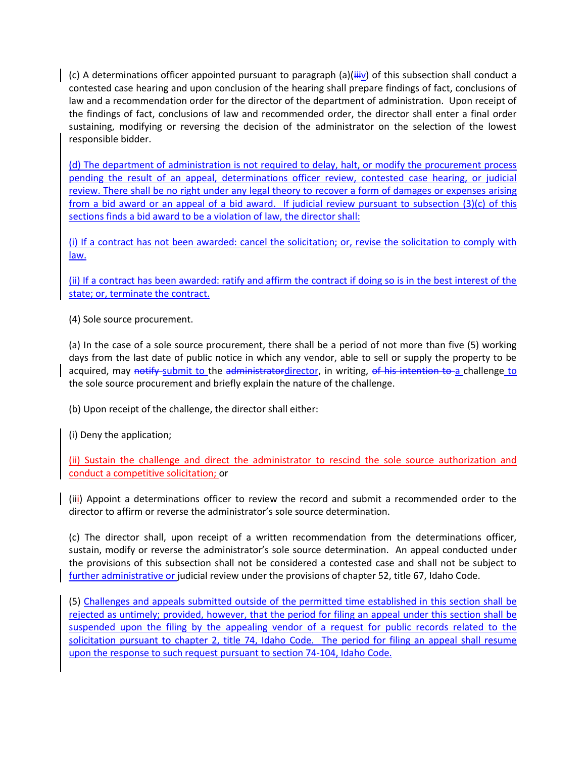(c) A determinations officer appointed pursuant to paragraph (a)(~~iii~~v) of this subsection shall conduct a contested case hearing and upon conclusion of the hearing shall prepare findings of fact, conclusions of law and a recommendation order for the director of the department of administration. Upon receipt of the findings of fact, conclusions of law and recommended order, the director shall enter a final order sustaining, modifying or reversing the decision of the administrator on the selection of the lowest responsible bidder.

(d) The department of administration is not required to delay, halt, or modify the procurement process pending the result of an appeal, determinations officer review, contested case hearing, or judicial review. There shall be no right under any legal theory to recover a form of damages or expenses arising from a bid award or an appeal of a bid award. If judicial review pursuant to subsection (3)(c) of this sections finds a bid award to be a violation of law, the director shall:

(i) If a contract has not been awarded: cancel the solicitation; or, revise the solicitation to comply with law.

(ii) If a contract has been awarded: ratify and affirm the contract if doing so is in the best interest of the state; or, terminate the contract.

(4) Sole source procurement.

(a) In the case of a sole source procurement, there shall be a period of not more than five (5) working days from the last date of public notice in which any vendor, able to sell or supply the property to be acquired, may ~~notify~~ submit to the ~~administrator~~director, in writing, ~~of his intention to~~ a challenge to the sole source procurement and briefly explain the nature of the challenge.

(b) Upon receipt of the challenge, the director shall either:

(i) Deny the application;

(ii) Sustain the challenge and direct the administrator to rescind the sole source authorization and conduct a competitive solicitation; or

(iii) Appoint a determinations officer to review the record and submit a recommended order to the director to affirm or reverse the administrator's sole source determination.

(c) The director shall, upon receipt of a written recommendation from the determinations officer, sustain, modify or reverse the administrator's sole source determination. An appeal conducted under the provisions of this subsection shall not be considered a contested case and shall not be subject to further administrative or judicial review under the provisions of chapter 52, title 67, Idaho Code.

(5) Challenges and appeals submitted outside of the permitted time established in this section shall be rejected as untimely; provided, however, that the period for filing an appeal under this section shall be suspended upon the filing by the appealing vendor of a request for public records related to the solicitation pursuant to chapter 2, title 74, Idaho Code. The period for filing an appeal shall resume upon the response to such request pursuant to section 74-104, Idaho Code.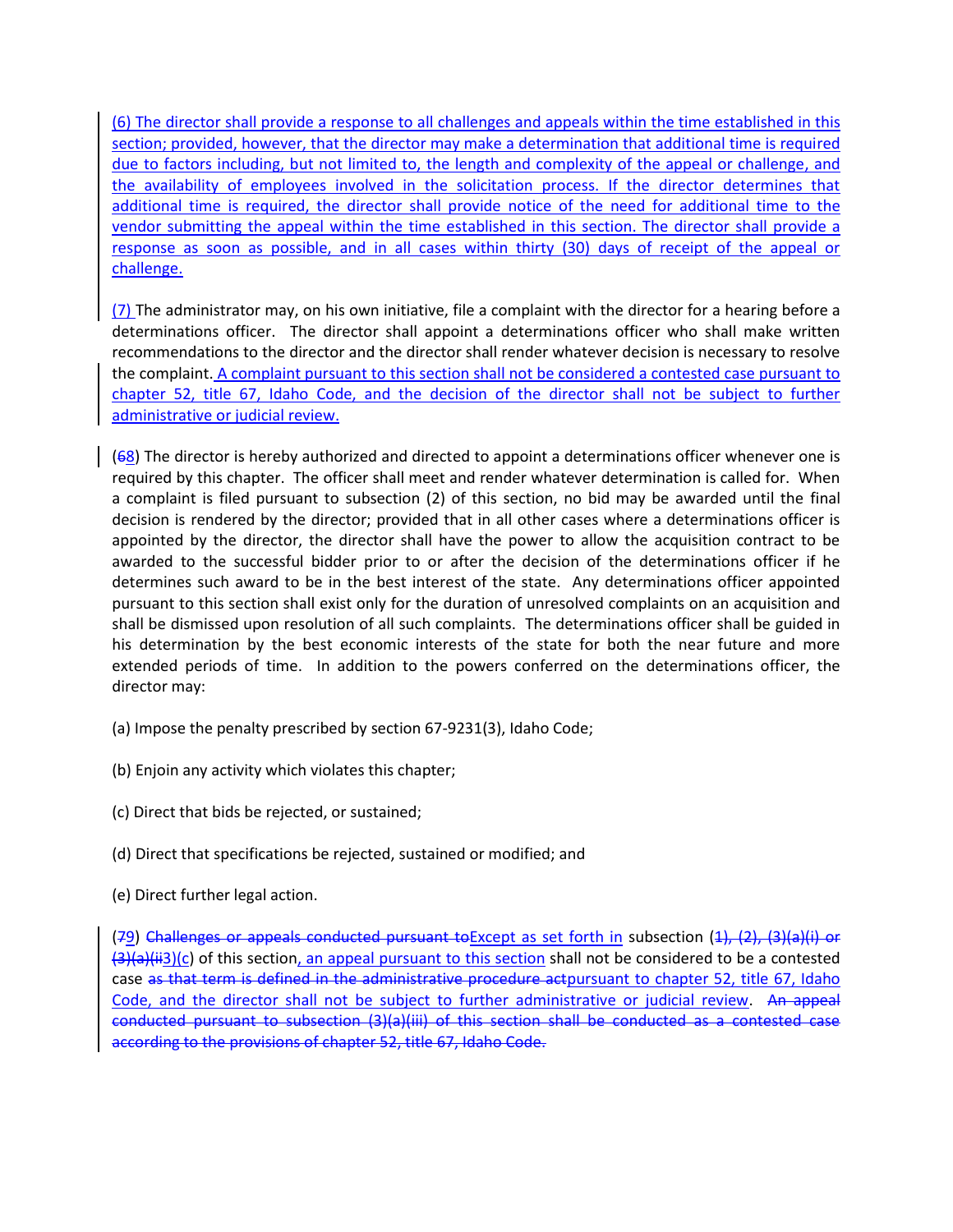(6) The director shall provide a response to all challenges and appeals within the time established in this section; provided, however, that the director may make a determination that additional time is required due to factors including, but not limited to, the length and complexity of the appeal or challenge, and the availability of employees involved in the solicitation process. If the director determines that additional time is required, the director shall provide notice of the need for additional time to the vendor submitting the appeal within the time established in this section. The director shall provide a response as soon as possible, and in all cases within thirty (30) days of receipt of the appeal or challenge.

(7) The administrator may, on his own initiative, file a complaint with the director for a hearing before a determinations officer. The director shall appoint a determinations officer who shall make written recommendations to the director and the director shall render whatever decision is necessary to resolve the complaint. A complaint pursuant to this section shall not be considered a contested case pursuant to chapter 52, title 67, Idaho Code, and the decision of the director shall not be subject to further administrative or judicial review.

(~~6~~8) The director is hereby authorized and directed to appoint a determinations officer whenever one is required by this chapter. The officer shall meet and render whatever determination is called for. When a complaint is filed pursuant to subsection (2) of this section, no bid may be awarded until the final decision is rendered by the director; provided that in all other cases where a determinations officer is appointed by the director, the director shall have the power to allow the acquisition contract to be awarded to the successful bidder prior to or after the decision of the determinations officer if he determines such award to be in the best interest of the state. Any determinations officer appointed pursuant to this section shall exist only for the duration of unresolved complaints on an acquisition and shall be dismissed upon resolution of all such complaints. The determinations officer shall be guided in his determination by the best economic interests of the state for both the near future and more extended periods of time. In addition to the powers conferred on the determinations officer, the director may:

(a) Impose the penalty prescribed by section 67-9231(3), Idaho Code;

(b) Enjoin any activity which violates this chapter;

(c) Direct that bids be rejected, or sustained;

(d) Direct that specifications be rejected, sustained or modified; and

(e) Direct further legal action.

(~~7~~9) ~~Challenges or appeals conducted pursuant to~~Except as set forth in subsection (~~1), (2), (3)(a)(i) or (3)(a)(ii~~3)(c) of this section, an appeal pursuant to this section shall not be considered to be a contested case ~~as that term is defined in the administrative procedure act~~pursuant to chapter 52, title 67, Idaho Code, and the director shall not be subject to further administrative or judicial review. ~~An appeal conducted pursuant to subsection (3)(a)(iii) of this section shall be conducted as a contested case according to the provisions of chapter 52, title 67, Idaho Code.~~